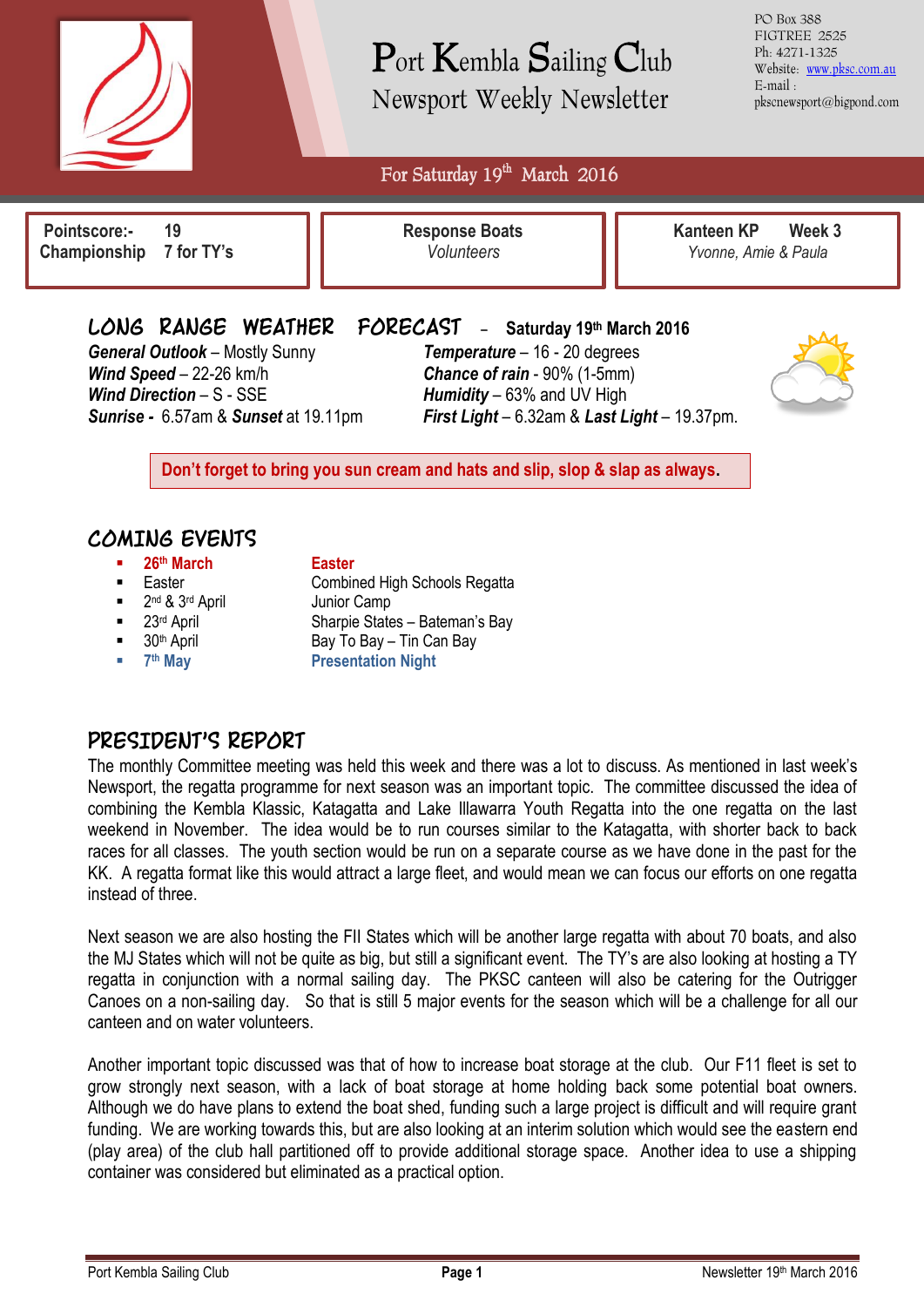# Port Kembla Sailing Club

## Newsport Weekly Newsletter

PO Box 388
FIGTREE 2525
Ph: 4271-1325
Website: www.pksc.com.au
E-mail : pkscnewsport@bigpond.com

**For Saturday 19th March 2016**

| **Pointscore:- 19** <br> **Championship 7 for TY's** | **Response Boats** <br> *Volunteers* | **Kanteen KP Week 3** <br> *Yvonne, Amie & Paula* |
|---|---|---|

## LONG RANGE WEATHER FORECAST – Saturday 19th March 2016

***General Outlook*** – Mostly Sunny
***Wind Speed*** – 22-26 km/h
***Wind Direction*** – S - SSE
***Sunrise -*** 6.57am & ***Sunset*** at 19.11pm

***Temperature*** – 16 - 20 degrees
***Chance of rain*** - 90% (1-5mm)
***Humidity*** – 63% and UV High
***First Light*** – 6.32am & ***Last Light*** – 19.37pm.

**Don't forget to bring you sun cream and hats and slip, slop & slap as always.**

## COMING EVENTS

- **26th March** — **Easter**
- Easter — Combined High Schools Regatta
- 2nd & 3rd April — Junior Camp
- 23rd April — Sharpie States – Bateman's Bay
- 30th April — Bay To Bay – Tin Can Bay
- **7th May** — **Presentation Night**

## PRESIDENT'S REPORT

The monthly Committee meeting was held this week and there was a lot to discuss. As mentioned in last week's Newsport, the regatta programme for next season was an important topic. The committee discussed the idea of combining the Kembla Klassic, Katagatta and Lake Illawarra Youth Regatta into the one regatta on the last weekend in November. The idea would be to run courses similar to the Katagatta, with shorter back to back races for all classes. The youth section would be run on a separate course as we have done in the past for the KK. A regatta format like this would attract a large fleet, and would mean we can focus our efforts on one regatta instead of three.

Next season we are also hosting the FII States which will be another large regatta with about 70 boats, and also the MJ States which will not be quite as big, but still a significant event. The TY's are also looking at hosting a TY regatta in conjunction with a normal sailing day. The PKSC canteen will also be catering for the Outrigger Canoes on a non-sailing day. So that is still 5 major events for the season which will be a challenge for all our canteen and on water volunteers.

Another important topic discussed was that of how to increase boat storage at the club. Our F11 fleet is set to grow strongly next season, with a lack of boat storage at home holding back some potential boat owners. Although we do have plans to extend the boat shed, funding such a large project is difficult and will require grant funding. We are working towards this, but are also looking at an interim solution which would see the eastern end (play area) of the club hall partitioned off to provide additional storage space. Another idea to use a shipping container was considered but eliminated as a practical option.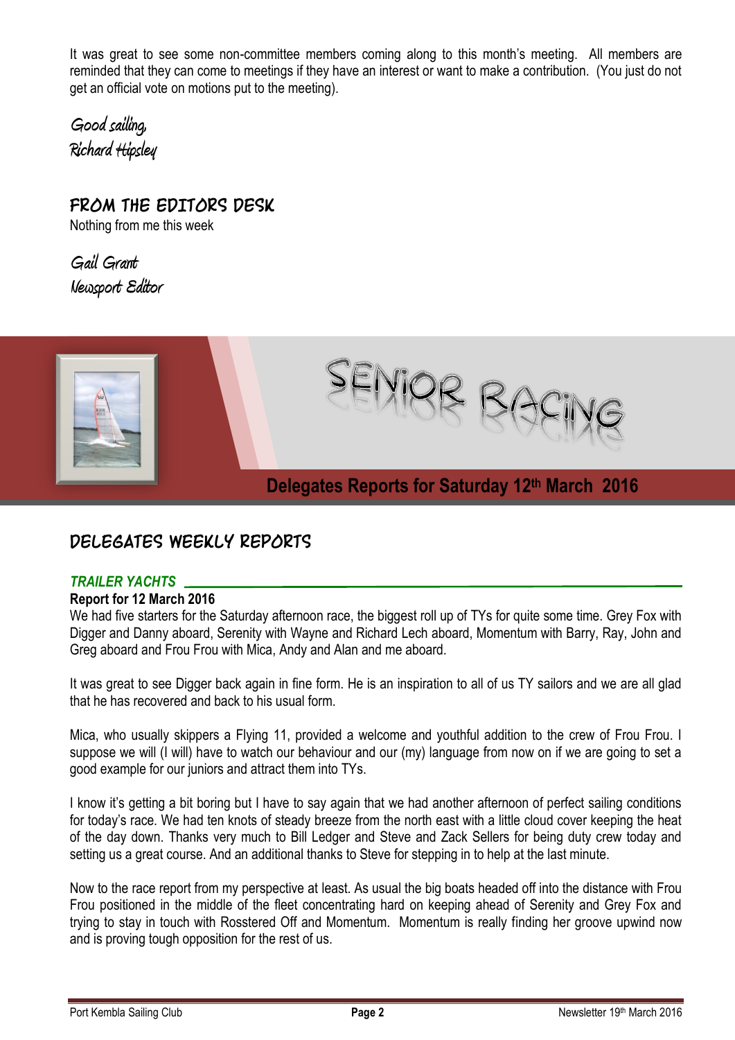It was great to see some non-committee members coming along to this month's meeting. All members are reminded that they can come to meetings if they have an interest or want to make a contribution. (You just do not get an official vote on motions put to the meeting).

*Good sailing,*
*Richard Hipsley*

## FROM THE EDITORS DESK

Nothing from me this week

*Gail Grant*
*Newsport Editor*

# SENIOR RACING

**Delegates Reports for Saturday 12th March 2016**

## DELEGATES WEEKLY REPORTS

### *TRAILER YACHTS*

**Report for 12 March 2016**

We had five starters for the Saturday afternoon race, the biggest roll up of TYs for quite some time. Grey Fox with Digger and Danny aboard, Serenity with Wayne and Richard Lech aboard, Momentum with Barry, Ray, John and Greg aboard and Frou Frou with Mica, Andy and Alan and me aboard.

It was great to see Digger back again in fine form. He is an inspiration to all of us TY sailors and we are all glad that he has recovered and back to his usual form.

Mica, who usually skippers a Flying 11, provided a welcome and youthful addition to the crew of Frou Frou. I suppose we will (I will) have to watch our behaviour and our (my) language from now on if we are going to set a good example for our juniors and attract them into TYs.

I know it's getting a bit boring but I have to say again that we had another afternoon of perfect sailing conditions for today's race. We had ten knots of steady breeze from the north east with a little cloud cover keeping the heat of the day down. Thanks very much to Bill Ledger and Steve and Zack Sellers for being duty crew today and setting us a great course. And an additional thanks to Steve for stepping in to help at the last minute.

Now to the race report from my perspective at least. As usual the big boats headed off into the distance with Frou Frou positioned in the middle of the fleet concentrating hard on keeping ahead of Serenity and Grey Fox and trying to stay in touch with Rosstered Off and Momentum. Momentum is really finding her groove upwind now and is proving tough opposition for the rest of us.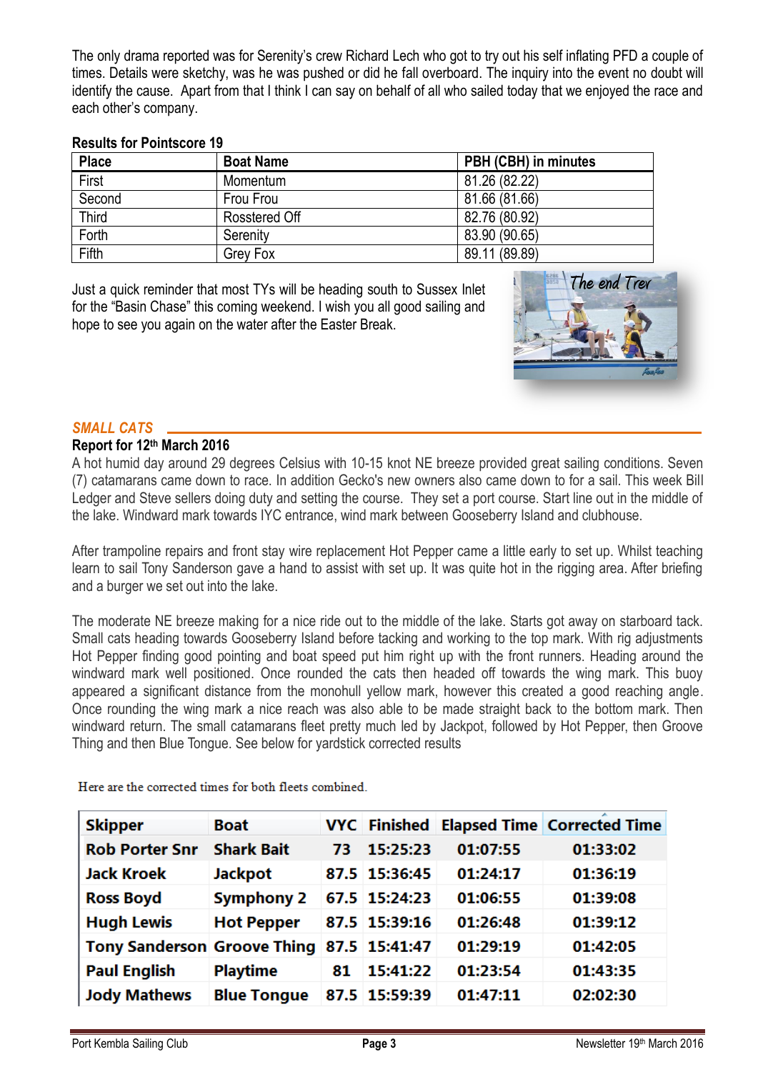The only drama reported was for Serenity's crew Richard Lech who got to try out his self inflating PFD a couple of times. Details were sketchy, was he was pushed or did he fall overboard. The inquiry into the event no doubt will identify the cause. Apart from that I think I can say on behalf of all who sailed today that we enjoyed the race and each other's company.

**Results for Pointscore 19**

| Place | Boat Name | PBH (CBH) in minutes |
|---|---|---|
| First | Momentum | 81.26 (82.22) |
| Second | Frou Frou | 81.66 (81.66) |
| Third | Rosstered Off | 82.76 (80.92) |
| Forth | Serenity | 83.90 (90.65) |
| Fifth | Grey Fox | 89.11 (89.89) |

Just a quick reminder that most TYs will be heading south to Sussex Inlet for the "Basin Chase" this coming weekend. I wish you all good sailing and hope to see you again on the water after the Easter Break.

## *SMALL CATS*

**Report for 12th March 2016**

A hot humid day around 29 degrees Celsius with 10-15 knot NE breeze provided great sailing conditions. Seven (7) catamarans came down to race. In addition Gecko's new owners also came down to for a sail. This week Bill Ledger and Steve sellers doing duty and setting the course. They set a port course. Start line out in the middle of the lake. Windward mark towards IYC entrance, wind mark between Gooseberry Island and clubhouse.

After trampoline repairs and front stay wire replacement Hot Pepper came a little early to set up. Whilst teaching learn to sail Tony Sanderson gave a hand to assist with set up. It was quite hot in the rigging area. After briefing and a burger we set out into the lake.

The moderate NE breeze making for a nice ride out to the middle of the lake. Starts got away on starboard tack. Small cats heading towards Gooseberry Island before tacking and working to the top mark. With rig adjustments Hot Pepper finding good pointing and boat speed put him right up with the front runners. Heading around the windward mark well positioned. Once rounded the cats then headed off towards the wing mark. This buoy appeared a significant distance from the monohull yellow mark, however this created a good reaching angle. Once rounding the wing mark a nice reach was also able to be made straight back to the bottom mark. Then windward return. The small catamarans fleet pretty much led by Jackpot, followed by Hot Pepper, then Groove Thing and then Blue Tongue. See below for yardstick corrected results

Here are the corrected times for both fleets combined.

| Skipper | Boat | VYC | Finished | Elapsed Time | Corrected Time |
|---|---|---|---|---|---|
| Rob Porter Snr | Shark Bait | 73 | 15:25:23 | 01:07:55 | 01:33:02 |
| Jack Kroek | Jackpot | 87.5 | 15:36:45 | 01:24:17 | 01:36:19 |
| Ross Boyd | Symphony 2 | 67.5 | 15:24:23 | 01:06:55 | 01:39:08 |
| Hugh Lewis | Hot Pepper | 87.5 | 15:39:16 | 01:26:48 | 01:39:12 |
| Tony Sanderson | Groove Thing | 87.5 | 15:41:47 | 01:29:19 | 01:42:05 |
| Paul English | Playtime | 81 | 15:41:22 | 01:23:54 | 01:43:35 |
| Jody Mathews | Blue Tongue | 87.5 | 15:59:39 | 01:47:11 | 02:02:30 |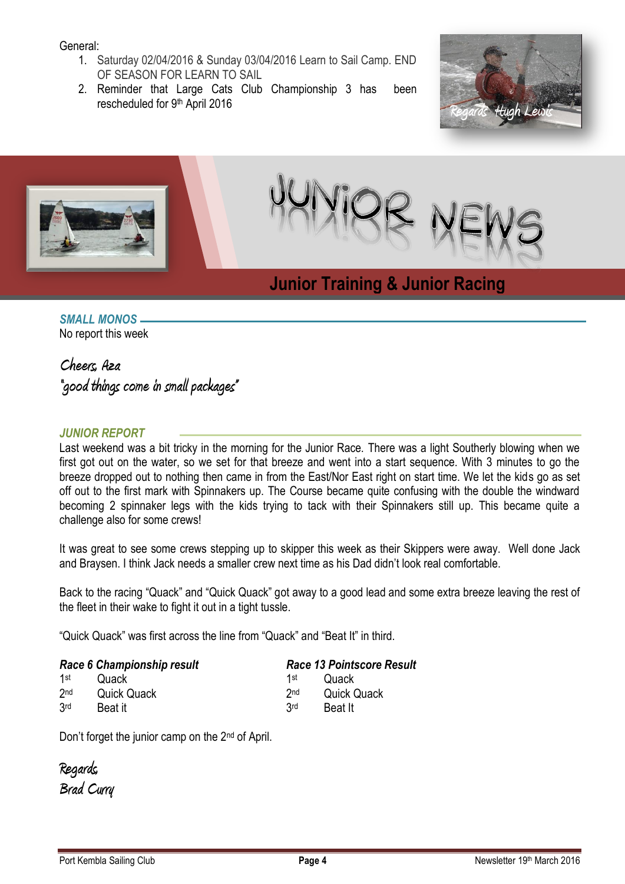General:

1. Saturday 02/04/2016 & Sunday 03/04/2016 Learn to Sail Camp. END OF SEASON FOR LEARN TO SAIL
2. Reminder that Large Cats Club Championship 3 has been rescheduled for 9th April 2016

Regards Hugh Lewis

# JUNIOR NEWS

## Junior Training & Junior Racing

### *SMALL MONOS*

No report this week

*Cheers, Aza*
*"good things come in small packages"*

### *JUNIOR REPORT*

Last weekend was a bit tricky in the morning for the Junior Race. There was a light Southerly blowing when we first got out on the water, so we set for that breeze and went into a start sequence. With 3 minutes to go the breeze dropped out to nothing then came in from the East/Nor East right on start time. We let the kids go as set off out to the first mark with Spinnakers up. The Course became quite confusing with the double the windward becoming 2 spinnaker legs with the kids trying to tack with their Spinnakers still up. This became quite a challenge also for some crews!

It was great to see some crews stepping up to skipper this week as their Skippers were away. Well done Jack and Braysen. I think Jack needs a smaller crew next time as his Dad didn't look real comfortable.

Back to the racing "Quack" and "Quick Quack" got away to a good lead and some extra breeze leaving the rest of the fleet in their wake to fight it out in a tight tussle.

"Quick Quack" was first across the line from "Quack" and "Beat It" in third.

***Race 6 Championship result***

| | |
|---|---|
| 1st | Quack |
| 2nd | Quick Quack |
| 3rd | Beat it |

***Race 13 Pointscore Result***

| | |
|---|---|
| 1st | Quack |
| 2nd | Quick Quack |
| 3rd | Beat It |

Don't forget the junior camp on the 2nd of April.

*Regards*
*Brad Curry*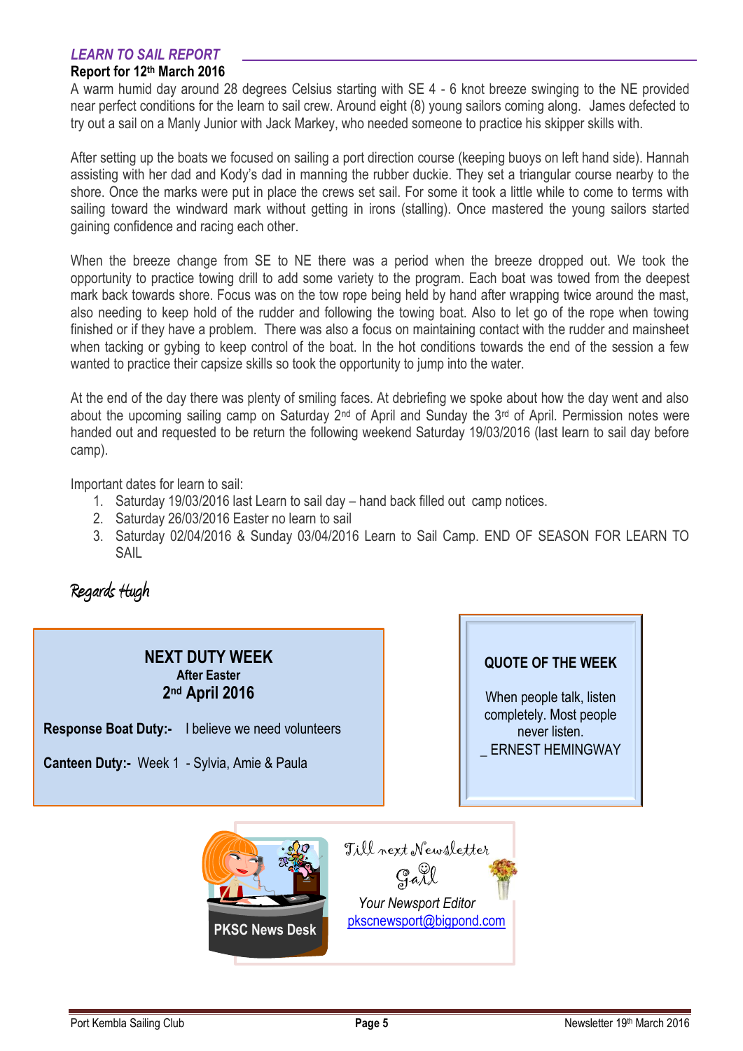## *LEARN TO SAIL REPORT*

**Report for 12th March 2016**

A warm humid day around 28 degrees Celsius starting with SE 4 - 6 knot breeze swinging to the NE provided near perfect conditions for the learn to sail crew. Around eight (8) young sailors coming along. James defected to try out a sail on a Manly Junior with Jack Markey, who needed someone to practice his skipper skills with.

After setting up the boats we focused on sailing a port direction course (keeping buoys on left hand side). Hannah assisting with her dad and Kody's dad in manning the rubber duckie. They set a triangular course nearby to the shore. Once the marks were put in place the crews set sail. For some it took a little while to come to terms with sailing toward the windward mark without getting in irons (stalling). Once mastered the young sailors started gaining confidence and racing each other.

When the breeze change from SE to NE there was a period when the breeze dropped out. We took the opportunity to practice towing drill to add some variety to the program. Each boat was towed from the deepest mark back towards shore. Focus was on the tow rope being held by hand after wrapping twice around the mast, also needing to keep hold of the rudder and following the towing boat. Also to let go of the rope when towing finished or if they have a problem. There was also a focus on maintaining contact with the rudder and mainsheet when tacking or gybing to keep control of the boat. In the hot conditions towards the end of the session a few wanted to practice their capsize skills so took the opportunity to jump into the water.

At the end of the day there was plenty of smiling faces. At debriefing we spoke about how the day went and also about the upcoming sailing camp on Saturday 2nd of April and Sunday the 3rd of April. Permission notes were handed out and requested to be return the following weekend Saturday 19/03/2016 (last learn to sail day before camp).

Important dates for learn to sail:

1. Saturday 19/03/2016 last Learn to sail day – hand back filled out camp notices.
2. Saturday 26/03/2016 Easter no learn to sail
3. Saturday 02/04/2016 & Sunday 03/04/2016 Learn to Sail Camp. END OF SEASON FOR LEARN TO SAIL

*Regards Hugh*

**NEXT DUTY WEEK**
**After Easter**
**2nd April 2016**

**Response Boat Duty:-** I believe we need volunteers

**Canteen Duty:-** Week 1 - Sylvia, Amie & Paula

**QUOTE OF THE WEEK**

When people talk, listen completely. Most people never listen.
_ ERNEST HEMINGWAY

PKSC News Desk

*Till next Newsletter*
*Gail*
*Your Newsport Editor*
pkscnewsport@bigpond.com